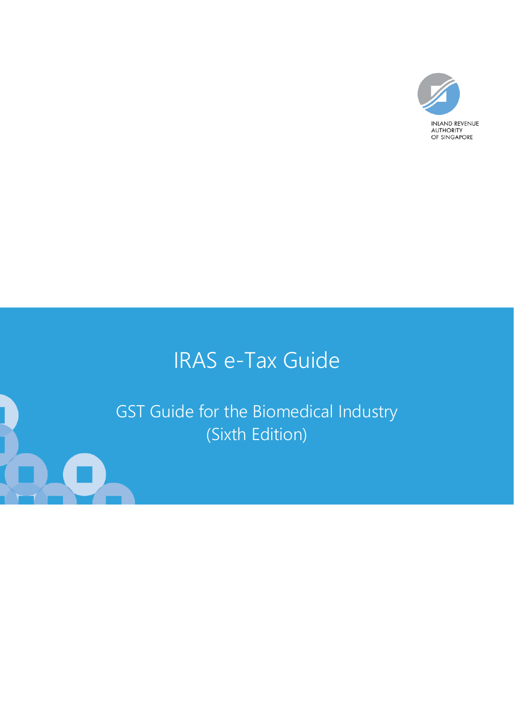INLAND REVENUE AUTHORITY OF SINGAPORE

# IRAS e-Tax Guide

## GST Guide for the Biomedical Industry (Sixth Edition)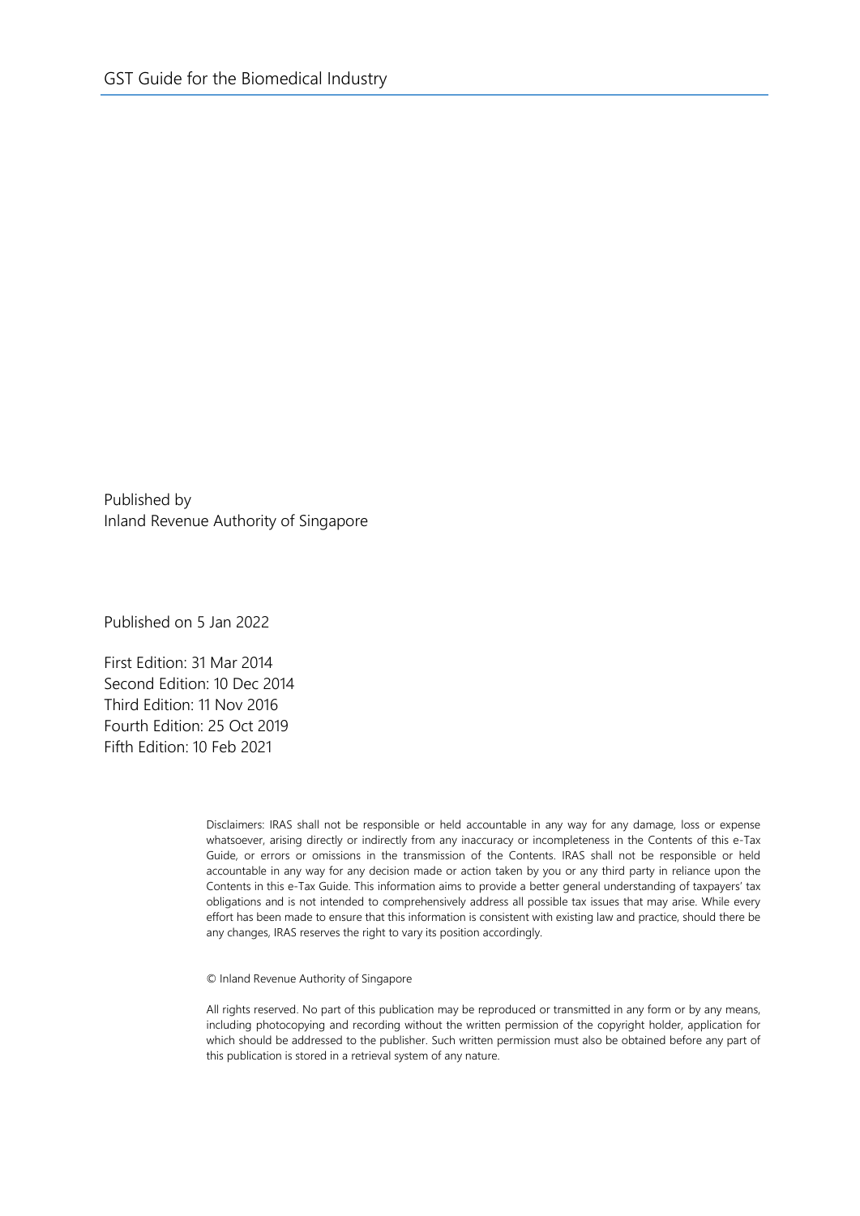Published by
Inland Revenue Authority of Singapore

Published on 5 Jan 2022

First Edition: 31 Mar 2014
Second Edition: 10 Dec 2014
Third Edition: 11 Nov 2016
Fourth Edition: 25 Oct 2019
Fifth Edition: 10 Feb 2021

Disclaimers: IRAS shall not be responsible or held accountable in any way for any damage, loss or expense whatsoever, arising directly or indirectly from any inaccuracy or incompleteness in the Contents of this e-Tax Guide, or errors or omissions in the transmission of the Contents. IRAS shall not be responsible or held accountable in any way for any decision made or action taken by you or any third party in reliance upon the Contents in this e-Tax Guide. This information aims to provide a better general understanding of taxpayers' tax obligations and is not intended to comprehensively address all possible tax issues that may arise. While every effort has been made to ensure that this information is consistent with existing law and practice, should there be any changes, IRAS reserves the right to vary its position accordingly.

© Inland Revenue Authority of Singapore

All rights reserved. No part of this publication may be reproduced or transmitted in any form or by any means, including photocopying and recording without the written permission of the copyright holder, application for which should be addressed to the publisher. Such written permission must also be obtained before any part of this publication is stored in a retrieval system of any nature.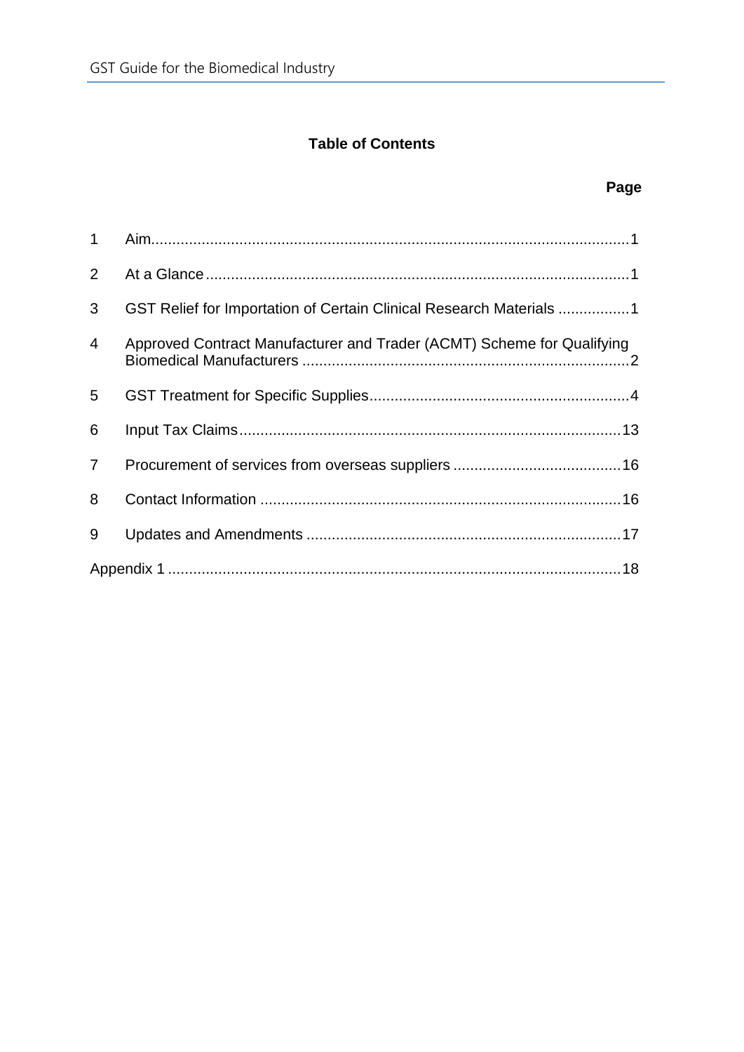**Table of Contents**

| | | Page |
|---|---|---|
| 1 | Aim | 1 |
| 2 | At a Glance | 1 |
| 3 | GST Relief for Importation of Certain Clinical Research Materials | 1 |
| 4 | Approved Contract Manufacturer and Trader (ACMT) Scheme for Qualifying Biomedical Manufacturers | 2 |
| 5 | GST Treatment for Specific Supplies | 4 |
| 6 | Input Tax Claims | 13 |
| 7 | Procurement of services from overseas suppliers | 16 |
| 8 | Contact Information | 16 |
| 9 | Updates and Amendments | 17 |
| Appendix 1 | | 18 |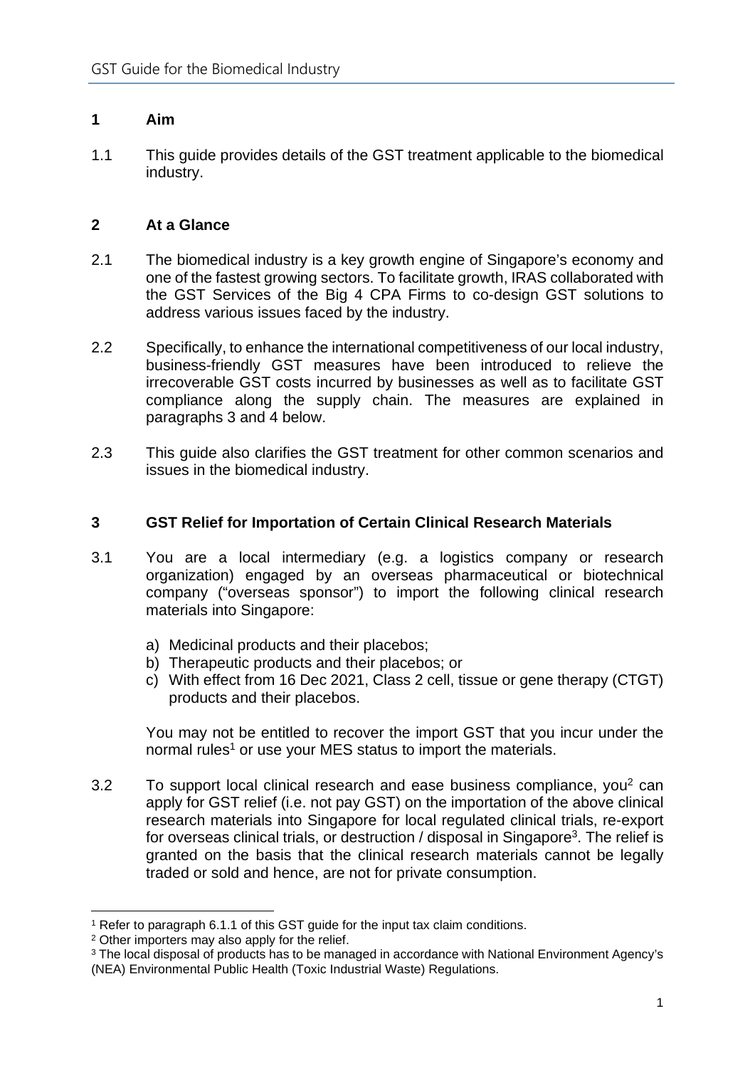## 1 Aim

1.1 This guide provides details of the GST treatment applicable to the biomedical industry.

## 2 At a Glance

2.1 The biomedical industry is a key growth engine of Singapore's economy and one of the fastest growing sectors. To facilitate growth, IRAS collaborated with the GST Services of the Big 4 CPA Firms to co-design GST solutions to address various issues faced by the industry.

2.2 Specifically, to enhance the international competitiveness of our local industry, business-friendly GST measures have been introduced to relieve the irrecoverable GST costs incurred by businesses as well as to facilitate GST compliance along the supply chain. The measures are explained in paragraphs 3 and 4 below.

2.3 This guide also clarifies the GST treatment for other common scenarios and issues in the biomedical industry.

## 3 GST Relief for Importation of Certain Clinical Research Materials

3.1 You are a local intermediary (e.g. a logistics company or research organization) engaged by an overseas pharmaceutical or biotechnical company ("overseas sponsor") to import the following clinical research materials into Singapore:

a) Medicinal products and their placebos;
b) Therapeutic products and their placebos; or
c) With effect from 16 Dec 2021, Class 2 cell, tissue or gene therapy (CTGT) products and their placebos.

You may not be entitled to recover the import GST that you incur under the normal rules[1] or use your MES status to import the materials.

3.2 To support local clinical research and ease business compliance, you[2] can apply for GST relief (i.e. not pay GST) on the importation of the above clinical research materials into Singapore for local regulated clinical trials, re-export for overseas clinical trials, or destruction / disposal in Singapore[3]. The relief is granted on the basis that the clinical research materials cannot be legally traded or sold and hence, are not for private consumption.

---

[1] Refer to paragraph 6.1.1 of this GST guide for the input tax claim conditions.

[2] Other importers may also apply for the relief.

[3] The local disposal of products has to be managed in accordance with National Environment Agency's (NEA) Environmental Public Health (Toxic Industrial Waste) Regulations.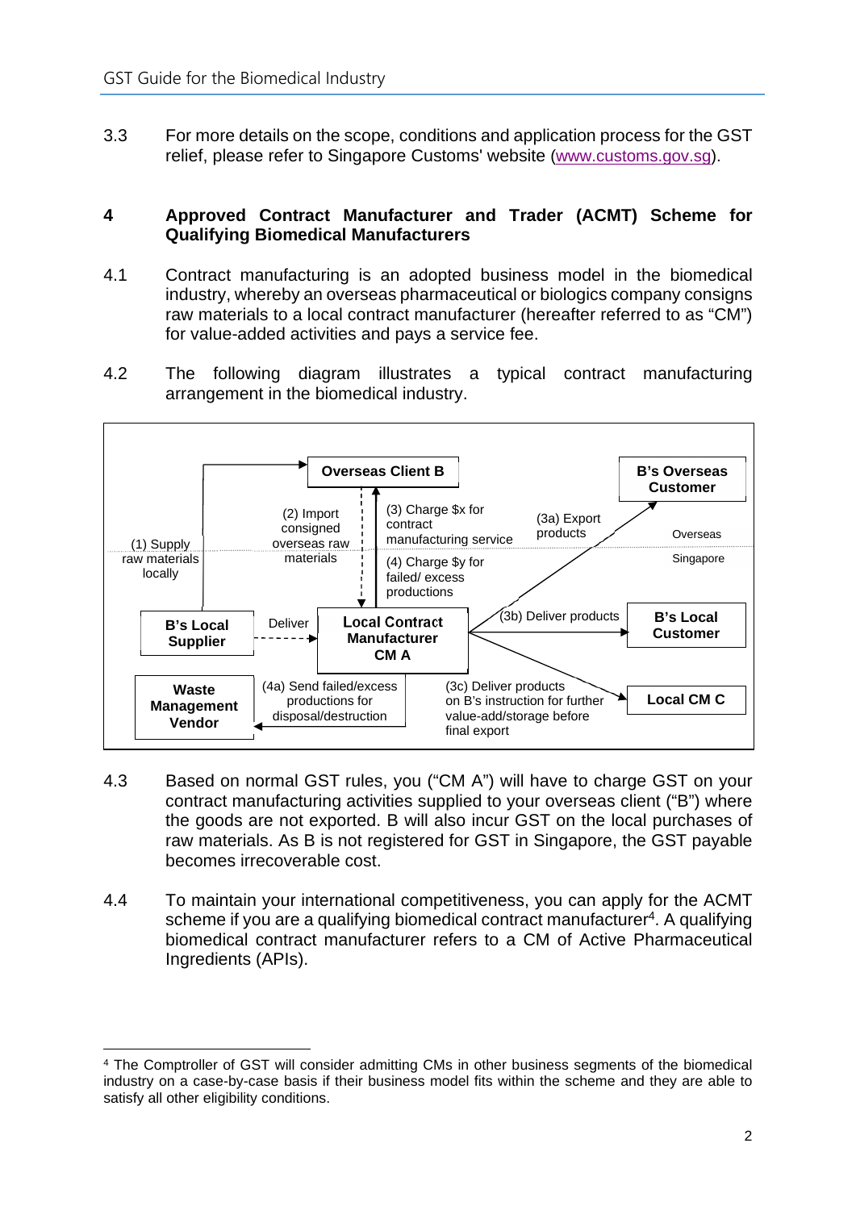3.3 For more details on the scope, conditions and application process for the GST relief, please refer to Singapore Customs' website (www.customs.gov.sg).

## 4 Approved Contract Manufacturer and Trader (ACMT) Scheme for Qualifying Biomedical Manufacturers

4.1 Contract manufacturing is an adopted business model in the biomedical industry, whereby an overseas pharmaceutical or biologics company consigns raw materials to a local contract manufacturer (hereafter referred to as "CM") for value-added activities and pays a service fee.

4.2 The following diagram illustrates a typical contract manufacturing arrangement in the biomedical industry.

Overseas Client B

B's Overseas Customer

Overseas

Singapore

B's Local Supplier

Local Contract Manufacturer CM A

B's Local Customer

Local CM C

Waste Management Vendor

(1) Supply raw materials locally

(2) Import consigned overseas raw materials

(3) Charge $x for contract manufacturing service

(4) Charge $y for failed/ excess productions

(3a) Export products

(3b) Deliver products

(3c) Deliver products on B's instruction for further value-add/storage before final export

(4a) Send failed/excess productions for disposal/destruction

Deliver

4.3 Based on normal GST rules, you ("CM A") will have to charge GST on your contract manufacturing activities supplied to your overseas client ("B") where the goods are not exported. B will also incur GST on the local purchases of raw materials. As B is not registered for GST in Singapore, the GST payable becomes irrecoverable cost.

4.4 To maintain your international competitiveness, you can apply for the ACMT scheme if you are a qualifying biomedical contract manufacturer[4]. A qualifying biomedical contract manufacturer refers to a CM of Active Pharmaceutical Ingredients (APIs).

[4] The Comptroller of GST will consider admitting CMs in other business segments of the biomedical industry on a case-by-case basis if their business model fits within the scheme and they are able to satisfy all other eligibility conditions.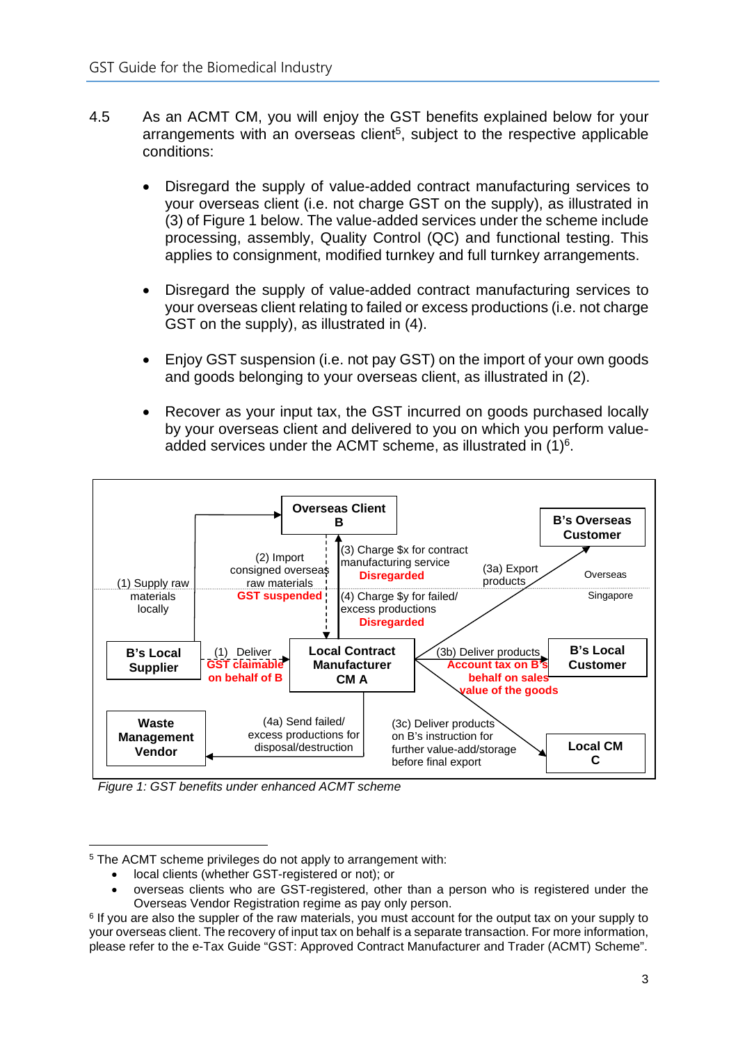4.5 As an ACMT CM, you will enjoy the GST benefits explained below for your arrangements with an overseas client[5], subject to the respective applicable conditions:

- Disregard the supply of value-added contract manufacturing services to your overseas client (i.e. not charge GST on the supply), as illustrated in (3) of Figure 1 below. The value-added services under the scheme include processing, assembly, Quality Control (QC) and functional testing. This applies to consignment, modified turnkey and full turnkey arrangements.

- Disregard the supply of value-added contract manufacturing services to your overseas client relating to failed or excess productions (i.e. not charge GST on the supply), as illustrated in (4).

- Enjoy GST suspension (i.e. not pay GST) on the import of your own goods and goods belonging to your overseas client, as illustrated in (2).

- Recover as your input tax, the GST incurred on goods purchased locally by your overseas client and delivered to you on which you perform value-added services under the ACMT scheme, as illustrated in (1)[6].

Overseas Client B

B's Overseas Customer

(1) Supply raw materials locally

(2) Import consigned overseas raw materials **GST suspended**

(3) Charge $x for contract manufacturing service **Disregarded**

(4) Charge $y for failed/ excess productions **Disregarded**

(3a) Export products

Overseas

Singapore

B's Local Supplier

(1) Deliver **GST claimable on behalf of B**

Local Contract Manufacturer CM A

(3b) Deliver products **Account tax on B's behalf on sales value of the goods**

B's Local Customer

Waste Management Vendor

(4a) Send failed/ excess productions for disposal/destruction

(3c) Deliver products on B's instruction for further value-add/storage before final export

Local CM C

*Figure 1: GST benefits under enhanced ACMT scheme*

---

[5] The ACMT scheme privileges do not apply to arrangement with:
- local clients (whether GST-registered or not); or
- overseas clients who are GST-registered, other than a person who is registered under the Overseas Vendor Registration regime as pay only person.

[6] If you are also the supplier of the raw materials, you must account for the output tax on your supply to your overseas client. The recovery of input tax on behalf is a separate transaction. For more information, please refer to the e-Tax Guide "GST: Approved Contract Manufacturer and Trader (ACMT) Scheme".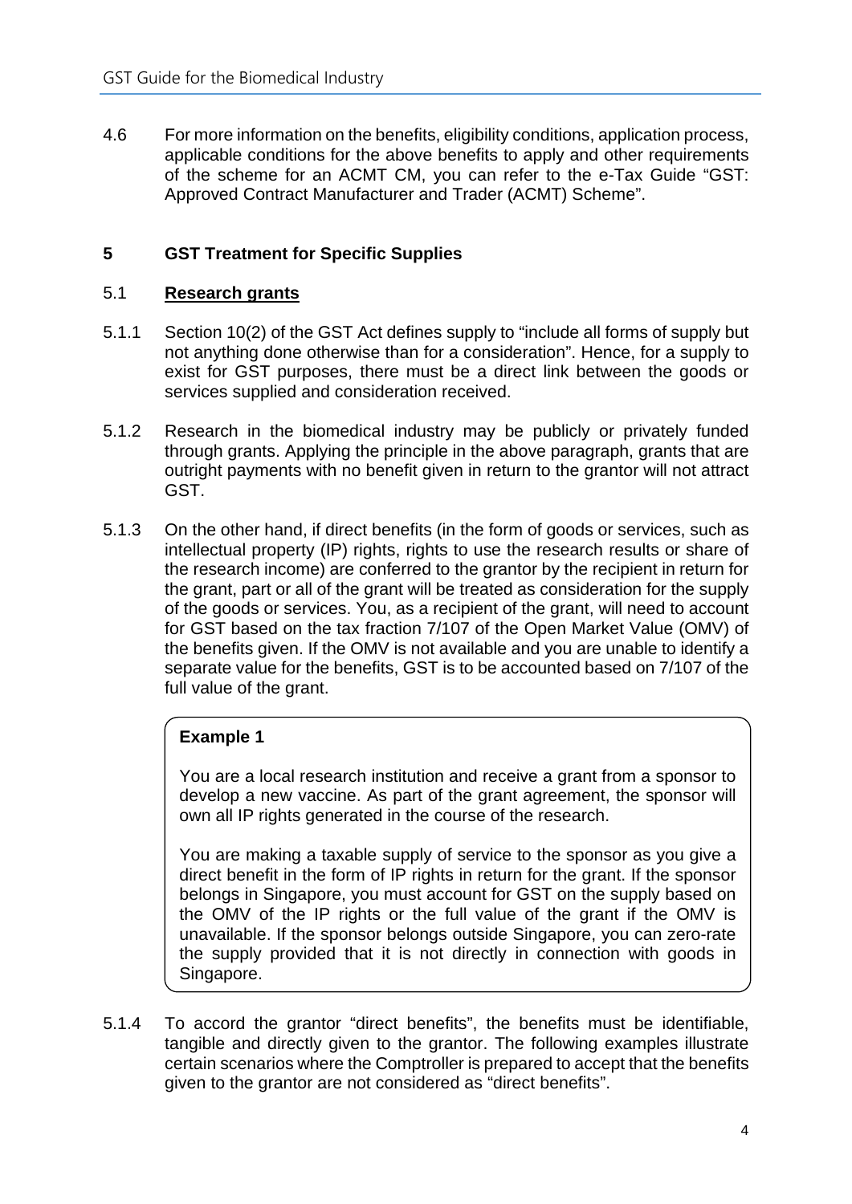4.6 For more information on the benefits, eligibility conditions, application process, applicable conditions for the above benefits to apply and other requirements of the scheme for an ACMT CM, you can refer to the e-Tax Guide "GST: Approved Contract Manufacturer and Trader (ACMT) Scheme".

## 5 GST Treatment for Specific Supplies

### 5.1 Research grants

5.1.1 Section 10(2) of the GST Act defines supply to "include all forms of supply but not anything done otherwise than for a consideration". Hence, for a supply to exist for GST purposes, there must be a direct link between the goods or services supplied and consideration received.

5.1.2 Research in the biomedical industry may be publicly or privately funded through grants. Applying the principle in the above paragraph, grants that are outright payments with no benefit given in return to the grantor will not attract GST.

5.1.3 On the other hand, if direct benefits (in the form of goods or services, such as intellectual property (IP) rights, rights to use the research results or share of the research income) are conferred to the grantor by the recipient in return for the grant, part or all of the grant will be treated as consideration for the supply of the goods or services. You, as a recipient of the grant, will need to account for GST based on the tax fraction 7/107 of the Open Market Value (OMV) of the benefits given. If the OMV is not available and you are unable to identify a separate value for the benefits, GST is to be accounted based on 7/107 of the full value of the grant.

> **Example 1**
>
> You are a local research institution and receive a grant from a sponsor to develop a new vaccine. As part of the grant agreement, the sponsor will own all IP rights generated in the course of the research.
>
> You are making a taxable supply of service to the sponsor as you give a direct benefit in the form of IP rights in return for the grant. If the sponsor belongs in Singapore, you must account for GST on the supply based on the OMV of the IP rights or the full value of the grant if the OMV is unavailable. If the sponsor belongs outside Singapore, you can zero-rate the supply provided that it is not directly in connection with goods in Singapore.

5.1.4 To accord the grantor "direct benefits", the benefits must be identifiable, tangible and directly given to the grantor. The following examples illustrate certain scenarios where the Comptroller is prepared to accept that the benefits given to the grantor are not considered as "direct benefits".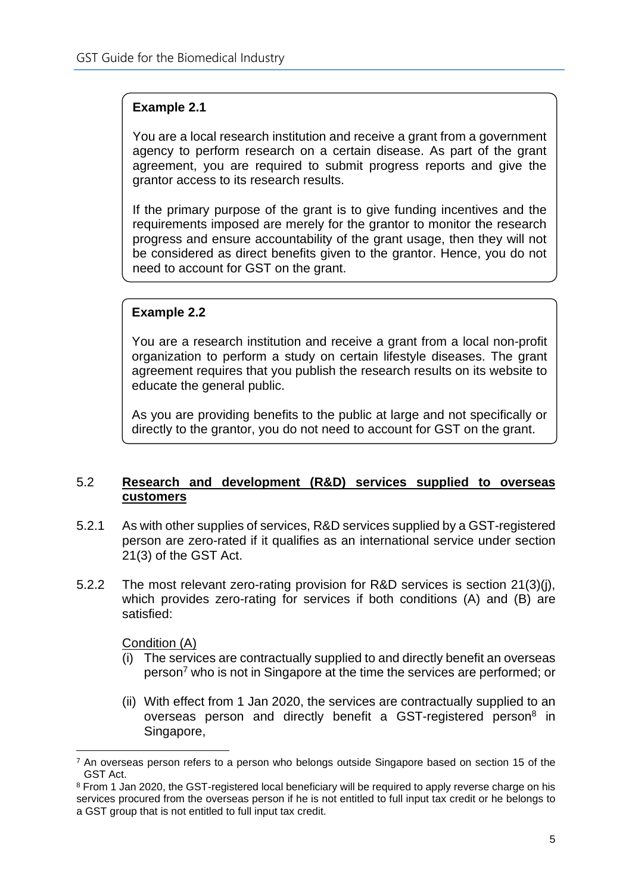**Example 2.1**

You are a local research institution and receive a grant from a government agency to perform research on a certain disease. As part of the grant agreement, you are required to submit progress reports and give the grantor access to its research results.

If the primary purpose of the grant is to give funding incentives and the requirements imposed are merely for the grantor to monitor the research progress and ensure accountability of the grant usage, then they will not be considered as direct benefits given to the grantor. Hence, you do not need to account for GST on the grant.

**Example 2.2**

You are a research institution and receive a grant from a local non-profit organization to perform a study on certain lifestyle diseases. The grant agreement requires that you publish the research results on its website to educate the general public.

As you are providing benefits to the public at large and not specifically or directly to the grantor, you do not need to account for GST on the grant.

## 5.2 <u>**Research and development (R&D) services supplied to overseas customers**</u>

5.2.1 As with other supplies of services, R&D services supplied by a GST-registered person are zero-rated if it qualifies as an international service under section 21(3) of the GST Act.

5.2.2 The most relevant zero-rating provision for R&D services is section 21(3)(j), which provides zero-rating for services if both conditions (A) and (B) are satisfied:

<u>Condition (A)</u>

(i) The services are contractually supplied to and directly benefit an overseas person[7] who is not in Singapore at the time the services are performed; or

(ii) With effect from 1 Jan 2020, the services are contractually supplied to an overseas person and directly benefit a GST-registered person[8] in Singapore,

---

[7] An overseas person refers to a person who belongs outside Singapore based on section 15 of the GST Act.

[8] From 1 Jan 2020, the GST-registered local beneficiary will be required to apply reverse charge on his services procured from the overseas person if he is not entitled to full input tax credit or he belongs to a GST group that is not entitled to full input tax credit.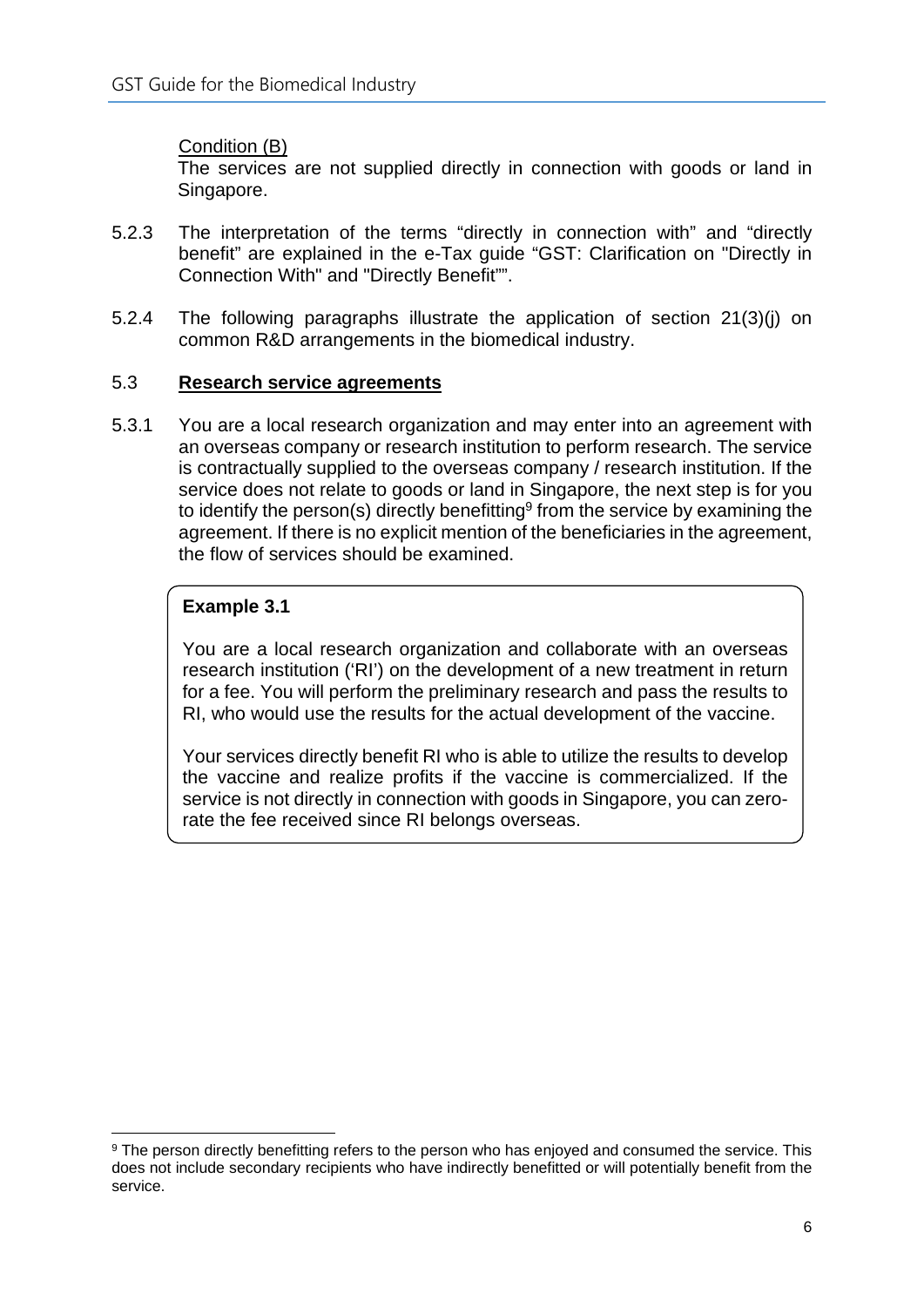Condition (B)
The services are not supplied directly in connection with goods or land in Singapore.

5.2.3 The interpretation of the terms "directly in connection with" and "directly benefit" are explained in the e-Tax guide "GST: Clarification on "Directly in Connection With" and "Directly Benefit"".

5.2.4 The following paragraphs illustrate the application of section 21(3)(j) on common R&D arrangements in the biomedical industry.

## 5.3 **Research service agreements**

5.3.1 You are a local research organization and may enter into an agreement with an overseas company or research institution to perform research. The service is contractually supplied to the overseas company / research institution. If the service does not relate to goods or land in Singapore, the next step is for you to identify the person(s) directly benefitting[9] from the service by examining the agreement. If there is no explicit mention of the beneficiaries in the agreement, the flow of services should be examined.

> **Example 3.1**
>
> You are a local research organization and collaborate with an overseas research institution ('RI') on the development of a new treatment in return for a fee. You will perform the preliminary research and pass the results to RI, who would use the results for the actual development of the vaccine.
>
> Your services directly benefit RI who is able to utilize the results to develop the vaccine and realize profits if the vaccine is commercialized. If the service is not directly in connection with goods in Singapore, you can zero-rate the fee received since RI belongs overseas.

[9] The person directly benefitting refers to the person who has enjoyed and consumed the service. This does not include secondary recipients who have indirectly benefitted or will potentially benefit from the service.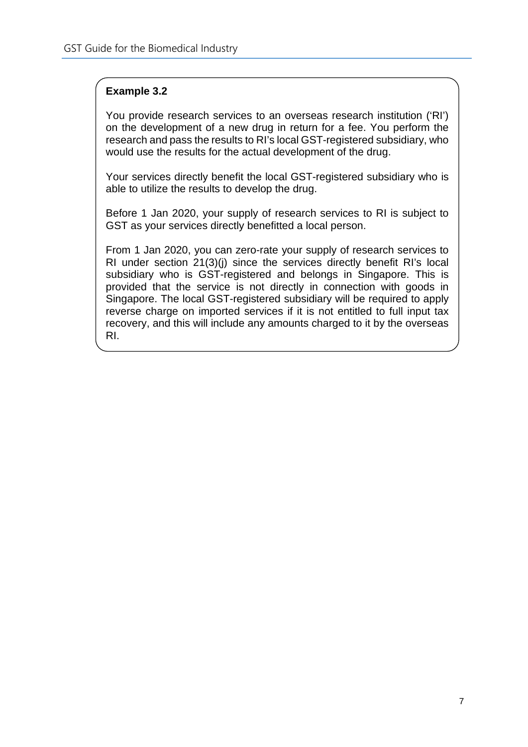**Example 3.2**

You provide research services to an overseas research institution ('RI') on the development of a new drug in return for a fee. You perform the research and pass the results to RI's local GST-registered subsidiary, who would use the results for the actual development of the drug.

Your services directly benefit the local GST-registered subsidiary who is able to utilize the results to develop the drug.

Before 1 Jan 2020, your supply of research services to RI is subject to GST as your services directly benefitted a local person.

From 1 Jan 2020, you can zero-rate your supply of research services to RI under section 21(3)(j) since the services directly benefit RI's local subsidiary who is GST-registered and belongs in Singapore. This is provided that the service is not directly in connection with goods in Singapore. The local GST-registered subsidiary will be required to apply reverse charge on imported services if it is not entitled to full input tax recovery, and this will include any amounts charged to it by the overseas RI.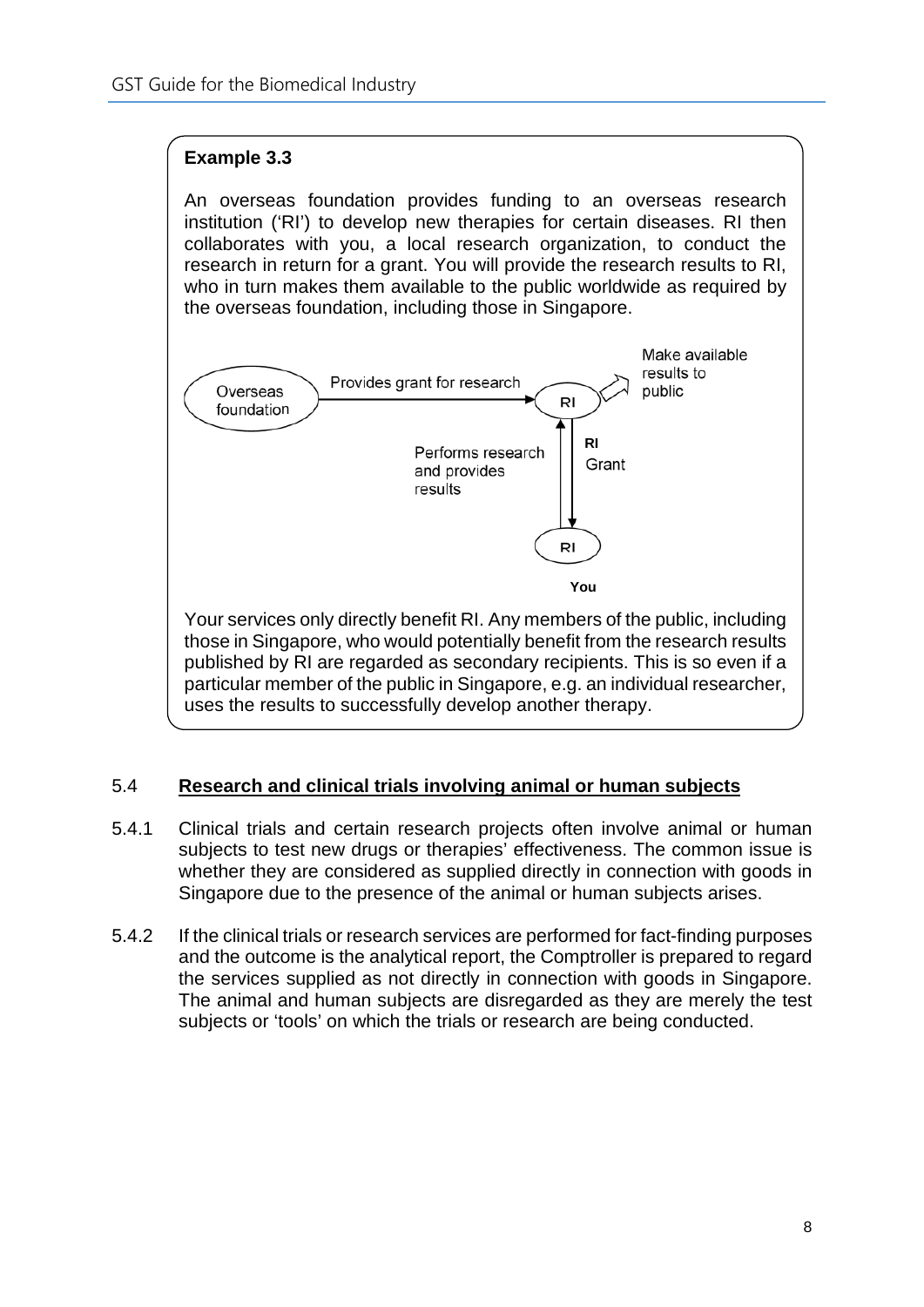**Example 3.3**

An overseas foundation provides funding to an overseas research institution ('RI') to develop new therapies for certain diseases. RI then collaborates with you, a local research organization, to conduct the research in return for a grant. You will provide the research results to RI, who in turn makes them available to the public worldwide as required by the overseas foundation, including those in Singapore.

Overseas foundation → Provides grant for research → RI → Make available results to public

RI → Grant → You (RI)

You (RI) → Performs research and provides results → RI

Your services only directly benefit RI. Any members of the public, including those in Singapore, who would potentially benefit from the research results published by RI are regarded as secondary recipients. This is so even if a particular member of the public in Singapore, e.g. an individual researcher, uses the results to successfully develop another therapy.

## 5.4 Research and clinical trials involving animal or human subjects

5.4.1 Clinical trials and certain research projects often involve animal or human subjects to test new drugs or therapies' effectiveness. The common issue is whether they are considered as supplied directly in connection with goods in Singapore due to the presence of the animal or human subjects arises.

5.4.2 If the clinical trials or research services are performed for fact-finding purposes and the outcome is the analytical report, the Comptroller is prepared to regard the services supplied as not directly in connection with goods in Singapore. The animal and human subjects are disregarded as they are merely the test subjects or 'tools' on which the trials or research are being conducted.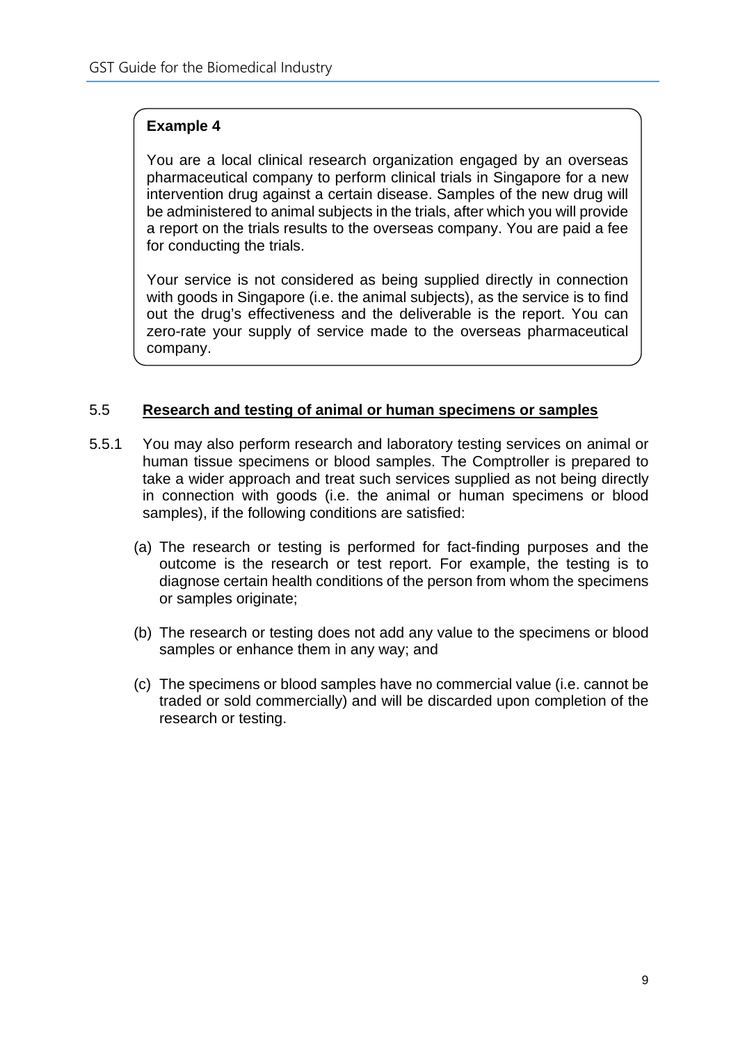> **Example 4**
>
> You are a local clinical research organization engaged by an overseas pharmaceutical company to perform clinical trials in Singapore for a new intervention drug against a certain disease. Samples of the new drug will be administered to animal subjects in the trials, after which you will provide a report on the trials results to the overseas company. You are paid a fee for conducting the trials.
>
> Your service is not considered as being supplied directly in connection with goods in Singapore (i.e. the animal subjects), as the service is to find out the drug's effectiveness and the deliverable is the report. You can zero-rate your supply of service made to the overseas pharmaceutical company.

### 5.5 Research and testing of animal or human specimens or samples

5.5.1 You may also perform research and laboratory testing services on animal or human tissue specimens or blood samples. The Comptroller is prepared to take a wider approach and treat such services supplied as not being directly in connection with goods (i.e. the animal or human specimens or blood samples), if the following conditions are satisfied:

(a) The research or testing is performed for fact-finding purposes and the outcome is the research or test report. For example, the testing is to diagnose certain health conditions of the person from whom the specimens or samples originate;

(b) The research or testing does not add any value to the specimens or blood samples or enhance them in any way; and

(c) The specimens or blood samples have no commercial value (i.e. cannot be traded or sold commercially) and will be discarded upon completion of the research or testing.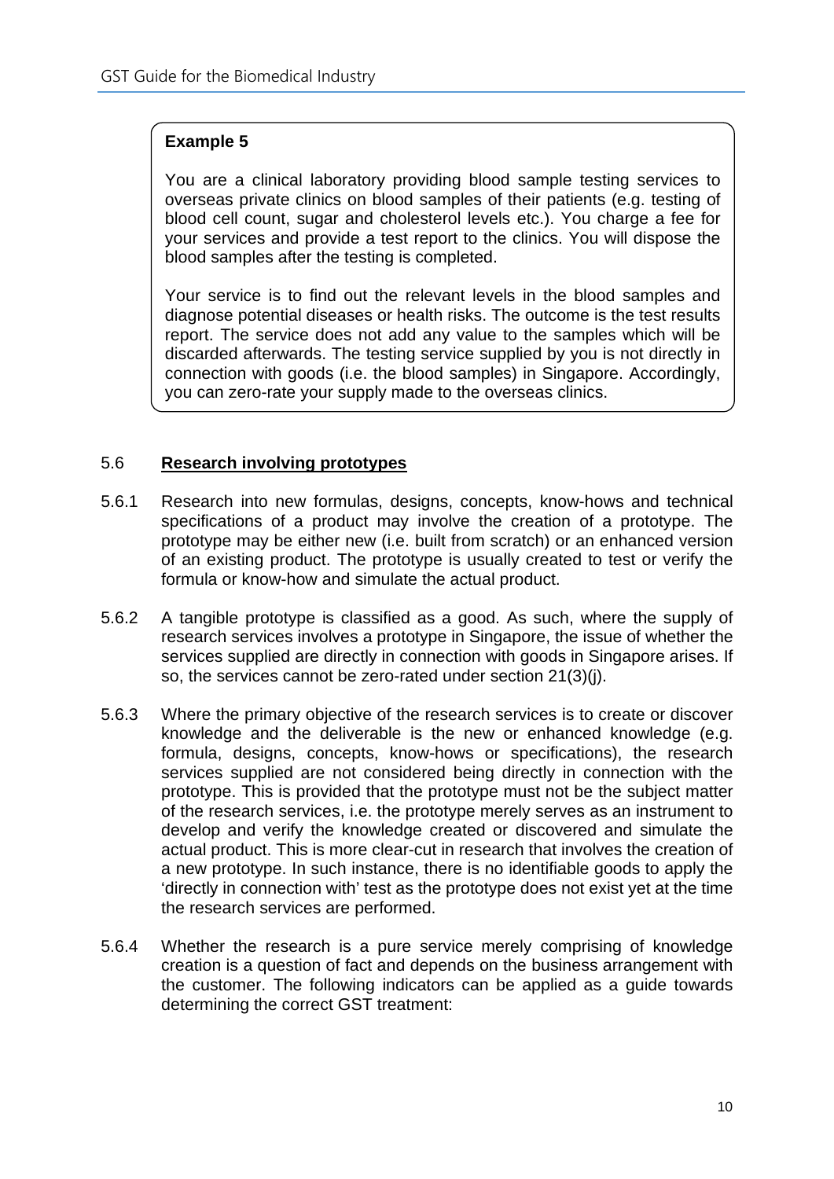> **Example 5**
>
> You are a clinical laboratory providing blood sample testing services to overseas private clinics on blood samples of their patients (e.g. testing of blood cell count, sugar and cholesterol levels etc.). You charge a fee for your services and provide a test report to the clinics. You will dispose the blood samples after the testing is completed.
>
> Your service is to find out the relevant levels in the blood samples and diagnose potential diseases or health risks. The outcome is the test results report. The service does not add any value to the samples which will be discarded afterwards. The testing service supplied by you is not directly in connection with goods (i.e. the blood samples) in Singapore. Accordingly, you can zero-rate your supply made to the overseas clinics.

## 5.6 Research involving prototypes

5.6.1 Research into new formulas, designs, concepts, know-hows and technical specifications of a product may involve the creation of a prototype. The prototype may be either new (i.e. built from scratch) or an enhanced version of an existing product. The prototype is usually created to test or verify the formula or know-how and simulate the actual product.

5.6.2 A tangible prototype is classified as a good. As such, where the supply of research services involves a prototype in Singapore, the issue of whether the services supplied are directly in connection with goods in Singapore arises. If so, the services cannot be zero-rated under section 21(3)(j).

5.6.3 Where the primary objective of the research services is to create or discover knowledge and the deliverable is the new or enhanced knowledge (e.g. formula, designs, concepts, know-hows or specifications), the research services supplied are not considered being directly in connection with the prototype. This is provided that the prototype must not be the subject matter of the research services, i.e. the prototype merely serves as an instrument to develop and verify the knowledge created or discovered and simulate the actual product. This is more clear-cut in research that involves the creation of a new prototype. In such instance, there is no identifiable goods to apply the 'directly in connection with' test as the prototype does not exist yet at the time the research services are performed.

5.6.4 Whether the research is a pure service merely comprising of knowledge creation is a question of fact and depends on the business arrangement with the customer. The following indicators can be applied as a guide towards determining the correct GST treatment: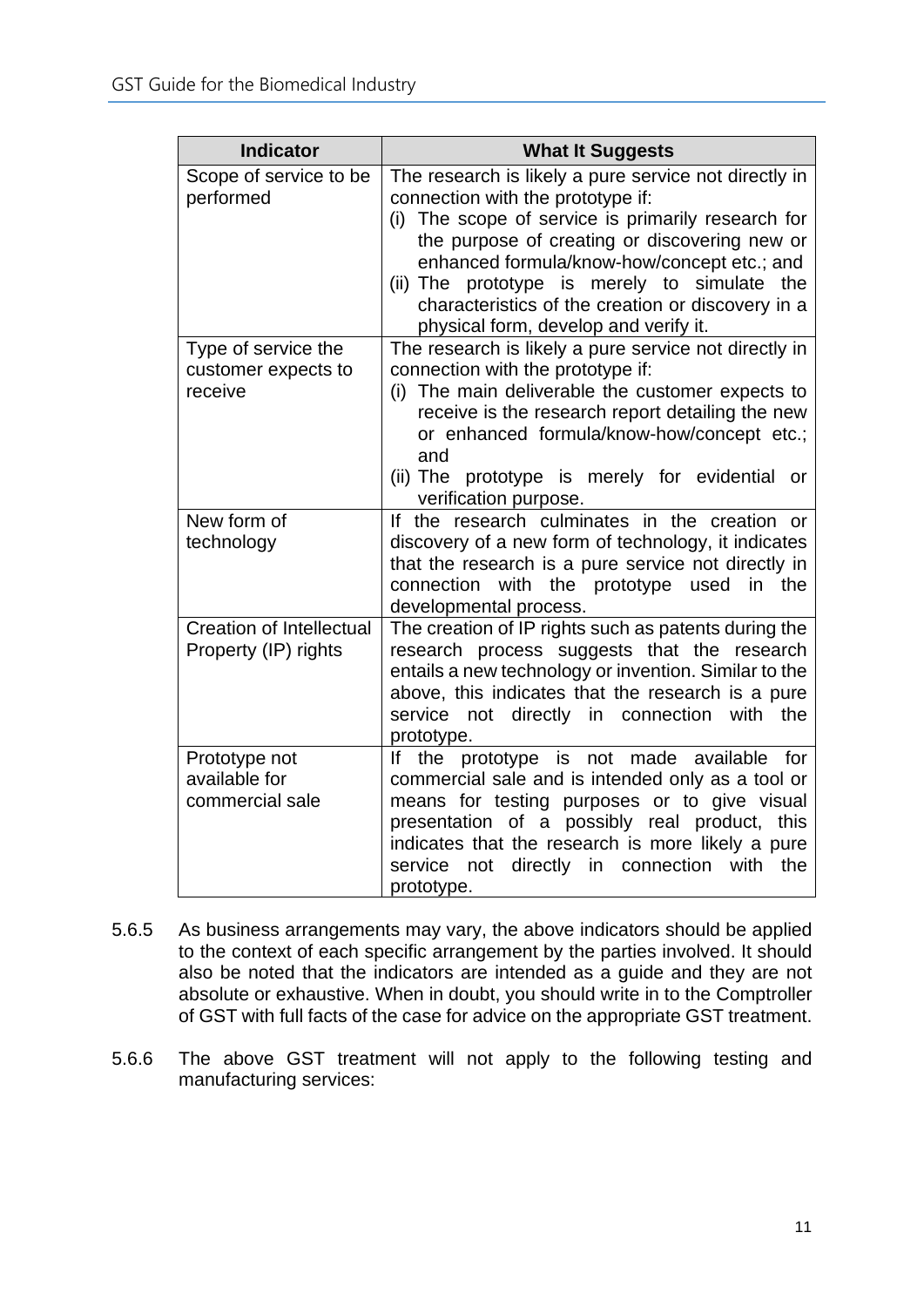| Indicator | What It Suggests |
|---|---|
| Scope of service to be performed | The research is likely a pure service not directly in connection with the prototype if:<br>(i) The scope of service is primarily research for the purpose of creating or discovering new or enhanced formula/know-how/concept etc.; and<br>(ii) The prototype is merely to simulate the characteristics of the creation or discovery in a physical form, develop and verify it. |
| Type of service the customer expects to receive | The research is likely a pure service not directly in connection with the prototype if:<br>(i) The main deliverable the customer expects to receive is the research report detailing the new or enhanced formula/know-how/concept etc.; and<br>(ii) The prototype is merely for evidential or verification purpose. |
| New form of technology | If the research culminates in the creation or discovery of a new form of technology, it indicates that the research is a pure service not directly in connection with the prototype used in the developmental process. |
| Creation of Intellectual Property (IP) rights | The creation of IP rights such as patents during the research process suggests that the research entails a new technology or invention. Similar to the above, this indicates that the research is a pure service not directly in connection with the prototype. |
| Prototype not available for commercial sale | If the prototype is not made available for commercial sale and is intended only as a tool or means for testing purposes or to give visual presentation of a possibly real product, this indicates that the research is more likely a pure service not directly in connection with the prototype. |

5.6.5 As business arrangements may vary, the above indicators should be applied to the context of each specific arrangement by the parties involved. It should also be noted that the indicators are intended as a guide and they are not absolute or exhaustive. When in doubt, you should write in to the Comptroller of GST with full facts of the case for advice on the appropriate GST treatment.

5.6.6 The above GST treatment will not apply to the following testing and manufacturing services: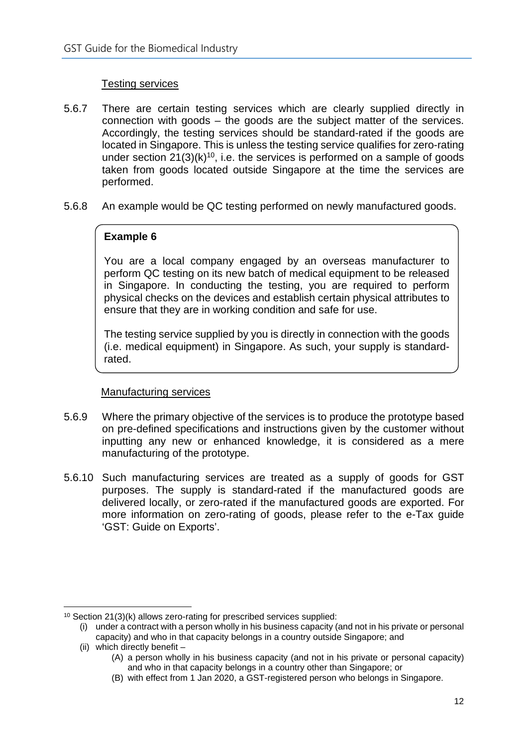Testing services

5.6.7 There are certain testing services which are clearly supplied directly in connection with goods – the goods are the subject matter of the services. Accordingly, the testing services should be standard-rated if the goods are located in Singapore. This is unless the testing service qualifies for zero-rating under section 21(3)(k)[10], i.e. the services is performed on a sample of goods taken from goods located outside Singapore at the time the services are performed.

5.6.8 An example would be QC testing performed on newly manufactured goods.

> **Example 6**
>
> You are a local company engaged by an overseas manufacturer to perform QC testing on its new batch of medical equipment to be released in Singapore. In conducting the testing, you are required to perform physical checks on the devices and establish certain physical attributes to ensure that they are in working condition and safe for use.
>
> The testing service supplied by you is directly in connection with the goods (i.e. medical equipment) in Singapore. As such, your supply is standard-rated.

Manufacturing services

5.6.9 Where the primary objective of the services is to produce the prototype based on pre-defined specifications and instructions given by the customer without inputting any new or enhanced knowledge, it is considered as a mere manufacturing of the prototype.

5.6.10 Such manufacturing services are treated as a supply of goods for GST purposes. The supply is standard-rated if the manufactured goods are delivered locally, or zero-rated if the manufactured goods are exported. For more information on zero-rating of goods, please refer to the e-Tax guide 'GST: Guide on Exports'.

---

[10] Section 21(3)(k) allows zero-rating for prescribed services supplied:

(i) under a contract with a person wholly in his business capacity (and not in his private or personal capacity) and who in that capacity belongs in a country outside Singapore; and

(ii) which directly benefit –

(A) a person wholly in his business capacity (and not in his private or personal capacity) and who in that capacity belongs in a country other than Singapore; or

(B) with effect from 1 Jan 2020, a GST-registered person who belongs in Singapore.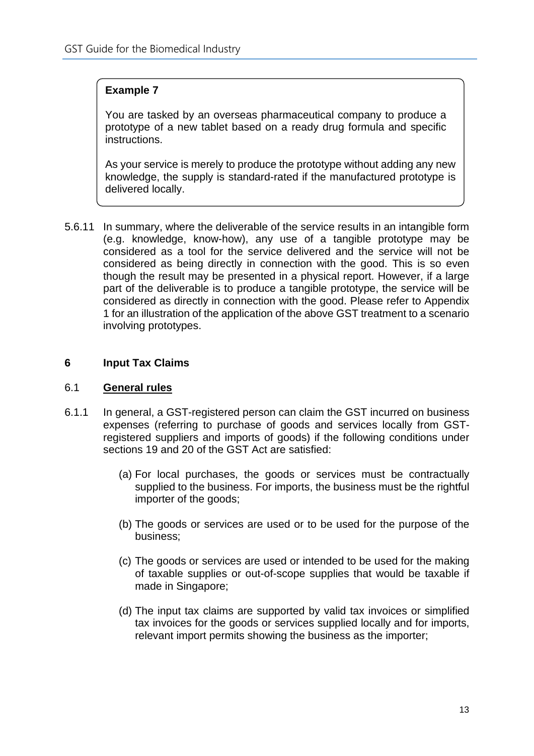**Example 7**

You are tasked by an overseas pharmaceutical company to produce a prototype of a new tablet based on a ready drug formula and specific instructions.

As your service is merely to produce the prototype without adding any new knowledge, the supply is standard-rated if the manufactured prototype is delivered locally.

5.6.11 In summary, where the deliverable of the service results in an intangible form (e.g. knowledge, know-how), any use of a tangible prototype may be considered as a tool for the service delivered and the service will not be considered as being directly in connection with the good. This is so even though the result may be presented in a physical report. However, if a large part of the deliverable is to produce a tangible prototype, the service will be considered as directly in connection with the good. Please refer to Appendix 1 for an illustration of the application of the above GST treatment to a scenario involving prototypes.

## 6 Input Tax Claims

### 6.1 General rules

6.1.1 In general, a GST-registered person can claim the GST incurred on business expenses (referring to purchase of goods and services locally from GST-registered suppliers and imports of goods) if the following conditions under sections 19 and 20 of the GST Act are satisfied:

(a) For local purchases, the goods or services must be contractually supplied to the business. For imports, the business must be the rightful importer of the goods;

(b) The goods or services are used or to be used for the purpose of the business;

(c) The goods or services are used or intended to be used for the making of taxable supplies or out-of-scope supplies that would be taxable if made in Singapore;

(d) The input tax claims are supported by valid tax invoices or simplified tax invoices for the goods or services supplied locally and for imports, relevant import permits showing the business as the importer;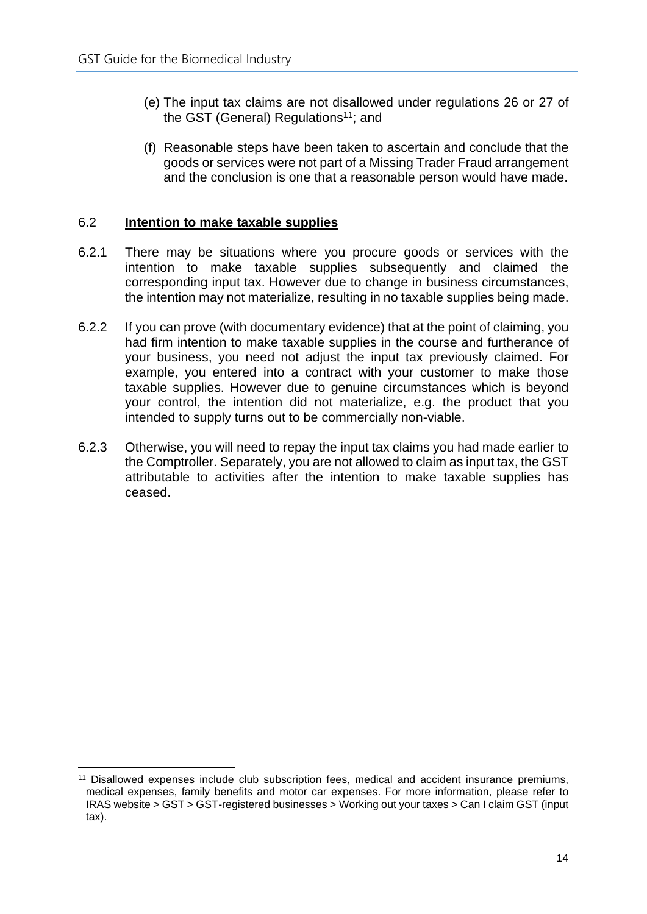(e) The input tax claims are not disallowed under regulations 26 or 27 of the GST (General) Regulations[11]; and

(f) Reasonable steps have been taken to ascertain and conclude that the goods or services were not part of a Missing Trader Fraud arrangement and the conclusion is one that a reasonable person would have made.

## 6.2 **Intention to make taxable supplies**

6.2.1 There may be situations where you procure goods or services with the intention to make taxable supplies subsequently and claimed the corresponding input tax. However due to change in business circumstances, the intention may not materialize, resulting in no taxable supplies being made.

6.2.2 If you can prove (with documentary evidence) that at the point of claiming, you had firm intention to make taxable supplies in the course and furtherance of your business, you need not adjust the input tax previously claimed. For example, you entered into a contract with your customer to make those taxable supplies. However due to genuine circumstances which is beyond your control, the intention did not materialize, e.g. the product that you intended to supply turns out to be commercially non-viable.

6.2.3 Otherwise, you will need to repay the input tax claims you had made earlier to the Comptroller. Separately, you are not allowed to claim as input tax, the GST attributable to activities after the intention to make taxable supplies has ceased.

---

[11] Disallowed expenses include club subscription fees, medical and accident insurance premiums, medical expenses, family benefits and motor car expenses. For more information, please refer to IRAS website > GST > GST-registered businesses > Working out your taxes > Can I claim GST (input tax).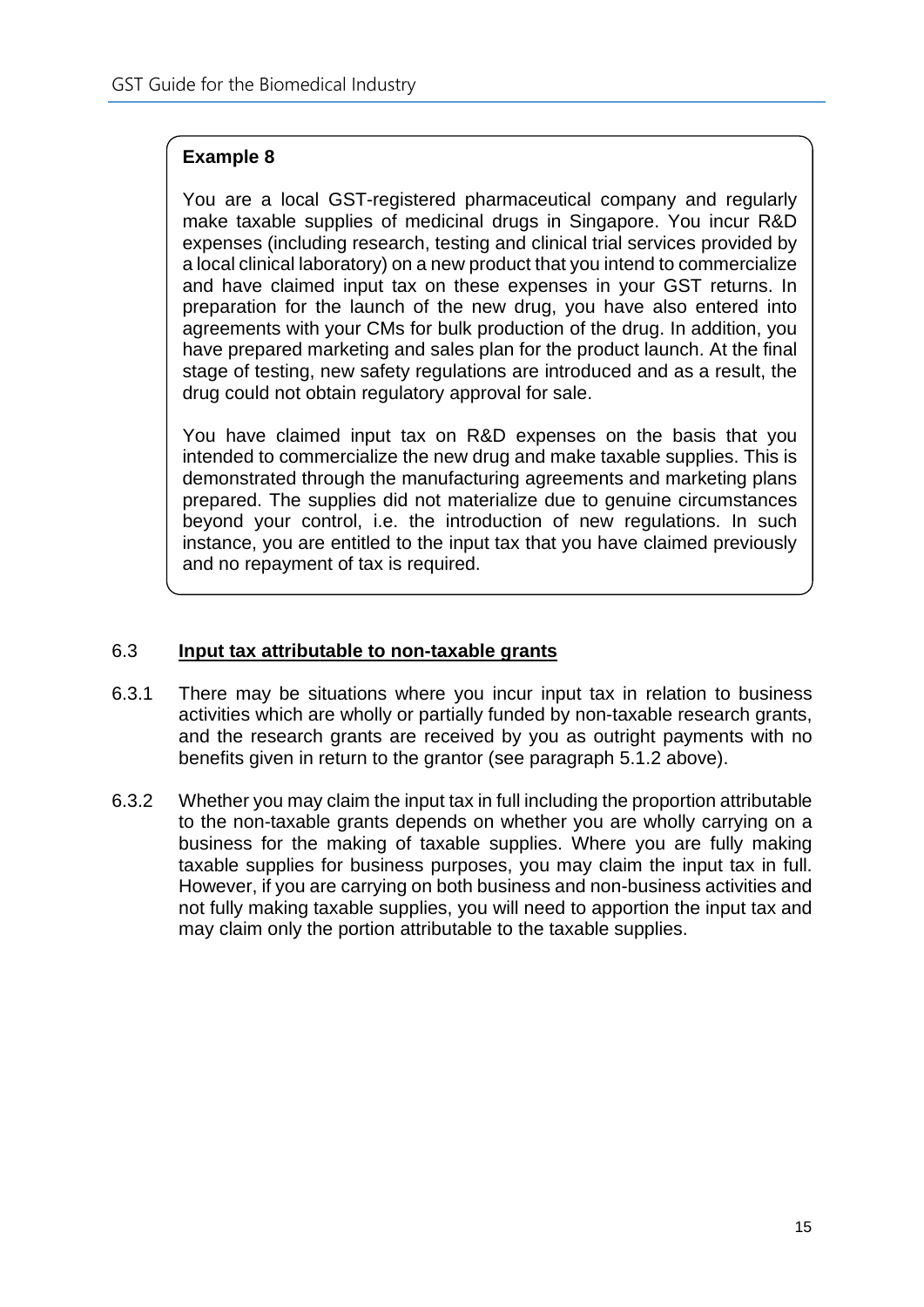**Example 8**

You are a local GST-registered pharmaceutical company and regularly make taxable supplies of medicinal drugs in Singapore. You incur R&D expenses (including research, testing and clinical trial services provided by a local clinical laboratory) on a new product that you intend to commercialize and have claimed input tax on these expenses in your GST returns. In preparation for the launch of the new drug, you have also entered into agreements with your CMs for bulk production of the drug. In addition, you have prepared marketing and sales plan for the product launch. At the final stage of testing, new safety regulations are introduced and as a result, the drug could not obtain regulatory approval for sale.

You have claimed input tax on R&D expenses on the basis that you intended to commercialize the new drug and make taxable supplies. This is demonstrated through the manufacturing agreements and marketing plans prepared. The supplies did not materialize due to genuine circumstances beyond your control, i.e. the introduction of new regulations. In such instance, you are entitled to the input tax that you have claimed previously and no repayment of tax is required.

## 6.3 Input tax attributable to non-taxable grants

6.3.1 There may be situations where you incur input tax in relation to business activities which are wholly or partially funded by non-taxable research grants, and the research grants are received by you as outright payments with no benefits given in return to the grantor (see paragraph 5.1.2 above).

6.3.2 Whether you may claim the input tax in full including the proportion attributable to the non-taxable grants depends on whether you are wholly carrying on a business for the making of taxable supplies. Where you are fully making taxable supplies for business purposes, you may claim the input tax in full. However, if you are carrying on both business and non-business activities and not fully making taxable supplies, you will need to apportion the input tax and may claim only the portion attributable to the taxable supplies.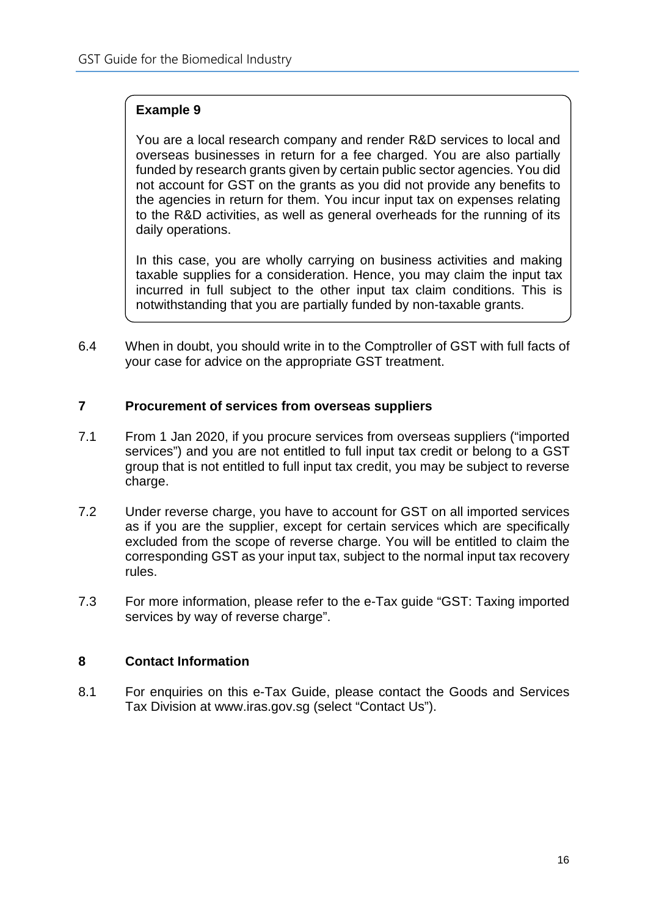**Example 9**

You are a local research company and render R&D services to local and overseas businesses in return for a fee charged. You are also partially funded by research grants given by certain public sector agencies. You did not account for GST on the grants as you did not provide any benefits to the agencies in return for them. You incur input tax on expenses relating to the R&D activities, as well as general overheads for the running of its daily operations.

In this case, you are wholly carrying on business activities and making taxable supplies for a consideration. Hence, you may claim the input tax incurred in full subject to the other input tax claim conditions. This is notwithstanding that you are partially funded by non-taxable grants.

6.4 When in doubt, you should write in to the Comptroller of GST with full facts of your case for advice on the appropriate GST treatment.

## 7 Procurement of services from overseas suppliers

7.1 From 1 Jan 2020, if you procure services from overseas suppliers ("imported services") and you are not entitled to full input tax credit or belong to a GST group that is not entitled to full input tax credit, you may be subject to reverse charge.

7.2 Under reverse charge, you have to account for GST on all imported services as if you are the supplier, except for certain services which are specifically excluded from the scope of reverse charge. You will be entitled to claim the corresponding GST as your input tax, subject to the normal input tax recovery rules.

7.3 For more information, please refer to the e-Tax guide "GST: Taxing imported services by way of reverse charge".

## 8 Contact Information

8.1 For enquiries on this e-Tax Guide, please contact the Goods and Services Tax Division at www.iras.gov.sg (select "Contact Us").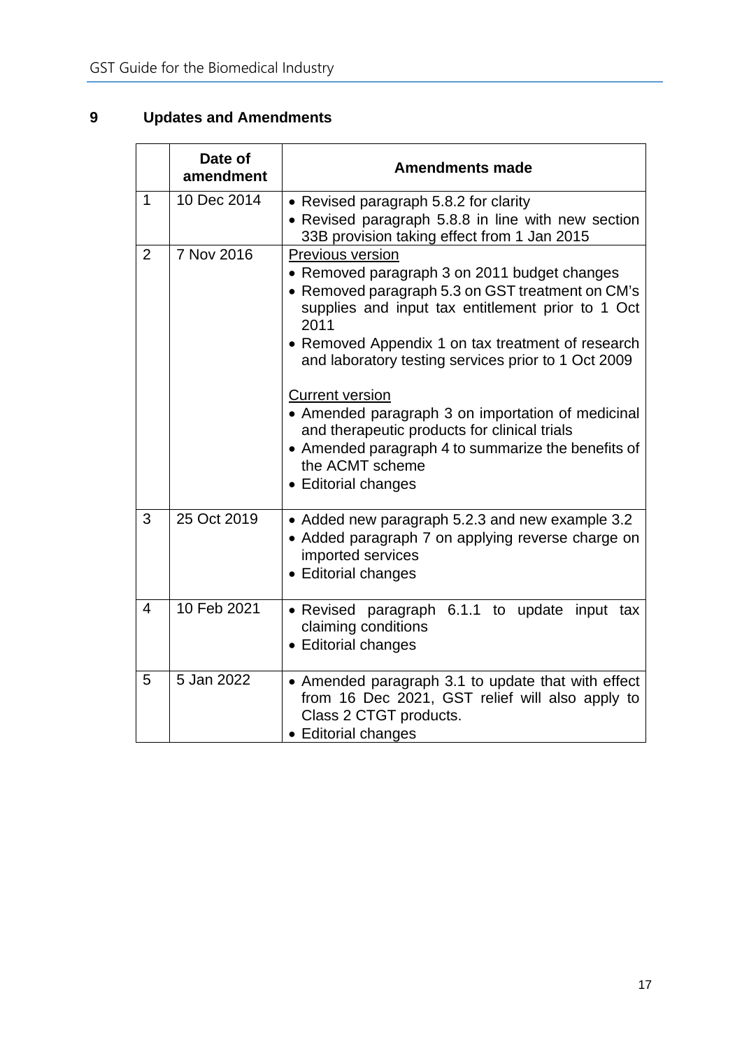# 9 Updates and Amendments

| | Date of amendment | Amendments made |
|---|---|---|
| 1 | 10 Dec 2014 | • Revised paragraph 5.8.2 for clarity<br>• Revised paragraph 5.8.8 in line with new section 33B provision taking effect from 1 Jan 2015 |
| 2 | 7 Nov 2016 | Previous version<br>• Removed paragraph 3 on 2011 budget changes<br>• Removed paragraph 5.3 on GST treatment on CM's supplies and input tax entitlement prior to 1 Oct 2011<br>• Removed Appendix 1 on tax treatment of research and laboratory testing services prior to 1 Oct 2009<br><br>Current version<br>• Amended paragraph 3 on importation of medicinal and therapeutic products for clinical trials<br>• Amended paragraph 4 to summarize the benefits of the ACMT scheme<br>• Editorial changes |
| 3 | 25 Oct 2019 | • Added new paragraph 5.2.3 and new example 3.2<br>• Added paragraph 7 on applying reverse charge on imported services<br>• Editorial changes |
| 4 | 10 Feb 2021 | • Revised paragraph 6.1.1 to update input tax claiming conditions<br>• Editorial changes |
| 5 | 5 Jan 2022 | • Amended paragraph 3.1 to update that with effect from 16 Dec 2021, GST relief will also apply to Class 2 CTGT products.<br>• Editorial changes |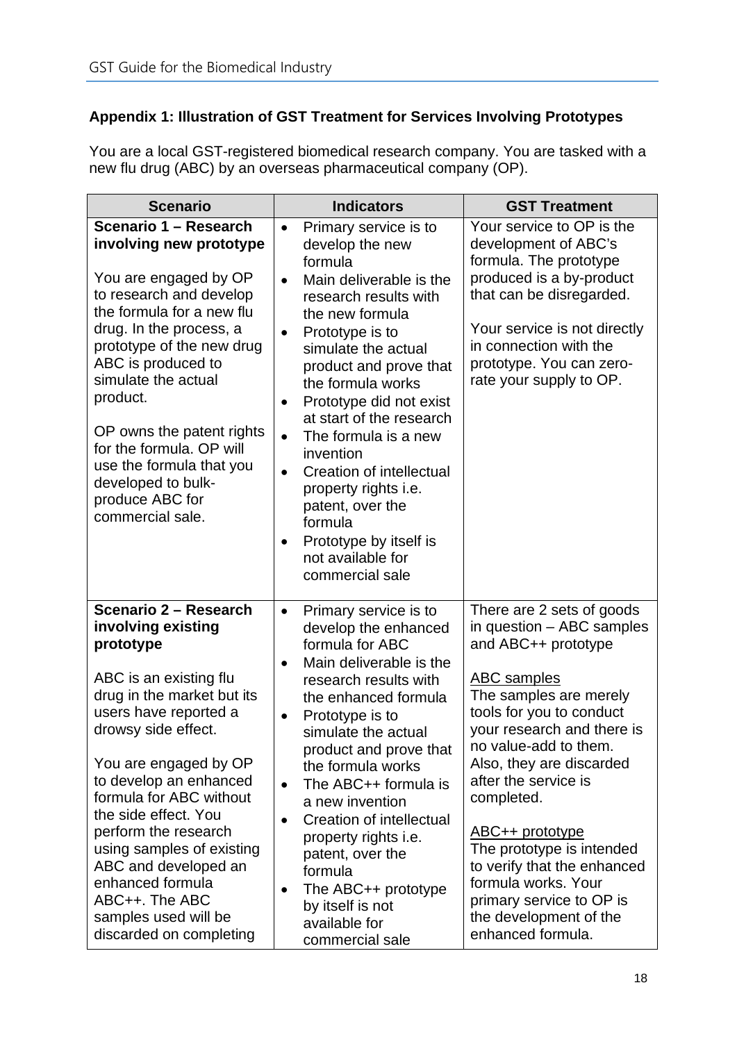**Appendix 1: Illustration of GST Treatment for Services Involving Prototypes**

You are a local GST-registered biomedical research company. You are tasked with a new flu drug (ABC) by an overseas pharmaceutical company (OP).

| Scenario | Indicators | GST Treatment |
|---|---|---|
| **Scenario 1 – Research involving new prototype**<br><br>You are engaged by OP to research and develop the formula for a new flu drug. In the process, a prototype of the new drug ABC is produced to simulate the actual product.<br><br>OP owns the patent rights for the formula. OP will use the formula that you developed to bulk-produce ABC for commercial sale. | • Primary service is to develop the new formula<br>• Main deliverable is the research results with the new formula<br>• Prototype is to simulate the actual product and prove that the formula works<br>• Prototype did not exist at start of the research<br>• The formula is a new invention<br>• Creation of intellectual property rights i.e. patent, over the formula<br>• Prototype by itself is not available for commercial sale | Your service to OP is the development of ABC's formula. The prototype produced is a by-product that can be disregarded.<br><br>Your service is not directly in connection with the prototype. You can zero-rate your supply to OP. |
| **Scenario 2 – Research involving existing prototype**<br><br>ABC is an existing flu drug in the market but its users have reported a drowsy side effect.<br><br>You are engaged by OP to develop an enhanced formula for ABC without the side effect. You perform the research using samples of existing ABC and developed an enhanced formula ABC++. The ABC samples used will be discarded on completing | • Primary service is to develop the enhanced formula for ABC<br>• Main deliverable is the research results with the enhanced formula<br>• Prototype is to simulate the actual product and prove that the formula works<br>• The ABC++ formula is a new invention<br>• Creation of intellectual property rights i.e. patent, over the formula<br>• The ABC++ prototype by itself is not available for commercial sale | There are 2 sets of goods in question – ABC samples and ABC++ prototype<br><br><u>ABC samples</u><br>The samples are merely tools for you to conduct your research and there is no value-add to them. Also, they are discarded after the service is completed.<br><br><u>ABC++ prototype</u><br>The prototype is intended to verify that the enhanced formula works. Your primary service to OP is the development of the enhanced formula. |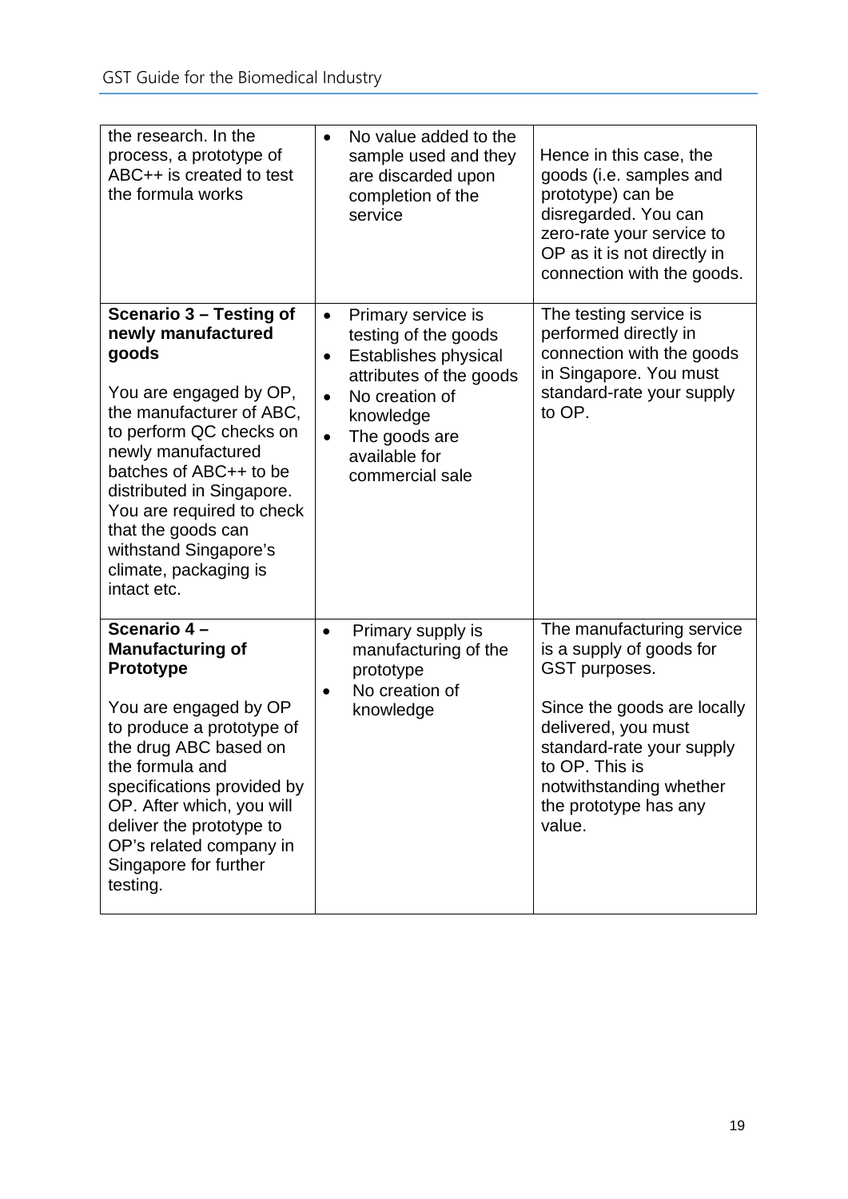| | | |
|---|---|---|
| the research. In the process, a prototype of ABC++ is created to test the formula works | • No value added to the sample used and they are discarded upon completion of the service | Hence in this case, the goods (i.e. samples and prototype) can be disregarded. You can zero-rate your service to OP as it is not directly in connection with the goods. |
| **Scenario 3 – Testing of newly manufactured goods**<br><br>You are engaged by OP, the manufacturer of ABC, to perform QC checks on newly manufactured batches of ABC++ to be distributed in Singapore. You are required to check that the goods can withstand Singapore's climate, packaging is intact etc. | • Primary service is testing of the goods<br>• Establishes physical attributes of the goods<br>• No creation of knowledge<br>• The goods are available for commercial sale | The testing service is performed directly in connection with the goods in Singapore. You must standard-rate your supply to OP. |
| **Scenario 4 – Manufacturing of Prototype**<br><br>You are engaged by OP to produce a prototype of the drug ABC based on the formula and specifications provided by OP. After which, you will deliver the prototype to OP's related company in Singapore for further testing. | • Primary supply is manufacturing of the prototype<br>• No creation of knowledge | The manufacturing service is a supply of goods for GST purposes.<br><br>Since the goods are locally delivered, you must standard-rate your supply to OP. This is notwithstanding whether the prototype has any value. |